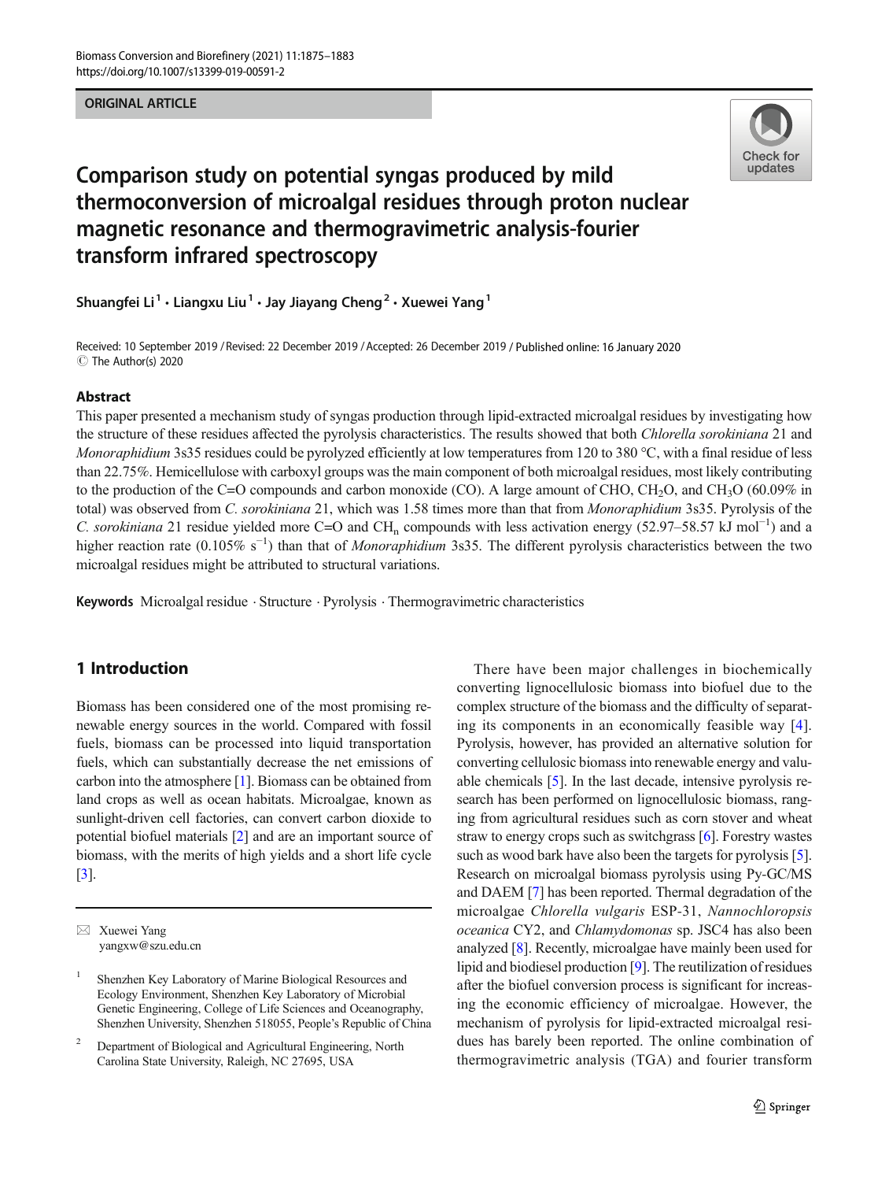ORIGINAL ARTICLE

# Comparison study on potential syngas produced by mild thermoconversion of microalgal residues through proton nuclear magnetic resonance and thermogravimetric analysis-fourier transform infrared spectroscopy

Shuangfei Li[1] · Liangxu Liu[1] · Jay Jiayang Cheng[2] · Xuewei Yang[1]

Received: 10 September 2019 / Revised: 22 December 2019 / Accepted: 26 December 2019 / Published online: 16 January 2020
© The Author(s) 2020

## Abstract

This paper presented a mechanism study of syngas production through lipid-extracted microalgal residues by investigating how the structure of these residues affected the pyrolysis characteristics. The results showed that both *Chlorella sorokiniana* 21 and *Monoraphidium* 3s35 residues could be pyrolyzed efficiently at low temperatures from 120 to 380 °C, with a final residue of less than 22.75%. Hemicellulose with carboxyl groups was the main component of both microalgal residues, most likely contributing to the production of the C=O compounds and carbon monoxide (CO). A large amount of CHO, $CH_2O$, and $CH_3O$ (60.09% in total) was observed from *C. sorokiniana* 21, which was 1.58 times more than that from *Monoraphidium* 3s35. Pyrolysis of the *C. sorokiniana* 21 residue yielded more C=O and $CH_n$ compounds with less activation energy (52.97–58.57 kJ $mol^{-1}$) and a higher reaction rate (0.105% $s^{-1}$) than that of *Monoraphidium* 3s35. The different pyrolysis characteristics between the two microalgal residues might be attributed to structural variations.

**Keywords** Microalgal residue · Structure · Pyrolysis · Thermogravimetric characteristics

## 1 Introduction

Biomass has been considered one of the most promising renewable energy sources in the world. Compared with fossil fuels, biomass can be processed into liquid transportation fuels, which can substantially decrease the net emissions of carbon into the atmosphere [1]. Biomass can be obtained from land crops as well as ocean habitats. Microalgae, known as sunlight-driven cell factories, can convert carbon dioxide to potential biofuel materials [2] and are an important source of biomass, with the merits of high yields and a short life cycle [3].

There have been major challenges in biochemically converting lignocellulosic biomass into biofuel due to the complex structure of the biomass and the difficulty of separating its components in an economically feasible way [4]. Pyrolysis, however, has provided an alternative solution for converting cellulosic biomass into renewable energy and valuable chemicals [5]. In the last decade, intensive pyrolysis research has been performed on lignocellulosic biomass, ranging from agricultural residues such as corn stover and wheat straw to energy crops such as switchgrass [6]. Forestry wastes such as wood bark have also been the targets for pyrolysis [5]. Research on microalgal biomass pyrolysis using Py-GC/MS and DAEM [7] has been reported. Thermal degradation of the microalgae *Chlorella vulgaris* ESP-31, *Nannochloropsis oceanica* CY2, and *Chlamydomonas* sp. JSC4 has also been analyzed [8]. Recently, microalgae have mainly been used for lipid and biodiesel production [9]. The reutilization of residues after the biofuel conversion process is significant for increasing the economic efficiency of microalgae. However, the mechanism of pyrolysis for lipid-extracted microalgal residues has barely been reported. The online combination of thermogravimetric analysis (TGA) and fourier transform

✉ Xuewei Yang
yangxw@szu.edu.cn

[1] Shenzhen Key Laboratory of Marine Biological Resources and Ecology Environment, Shenzhen Key Laboratory of Microbial Genetic Engineering, College of Life Sciences and Oceanography, Shenzhen University, Shenzhen 518055, People's Republic of China

[2] Department of Biological and Agricultural Engineering, North Carolina State University, Raleigh, NC 27695, USA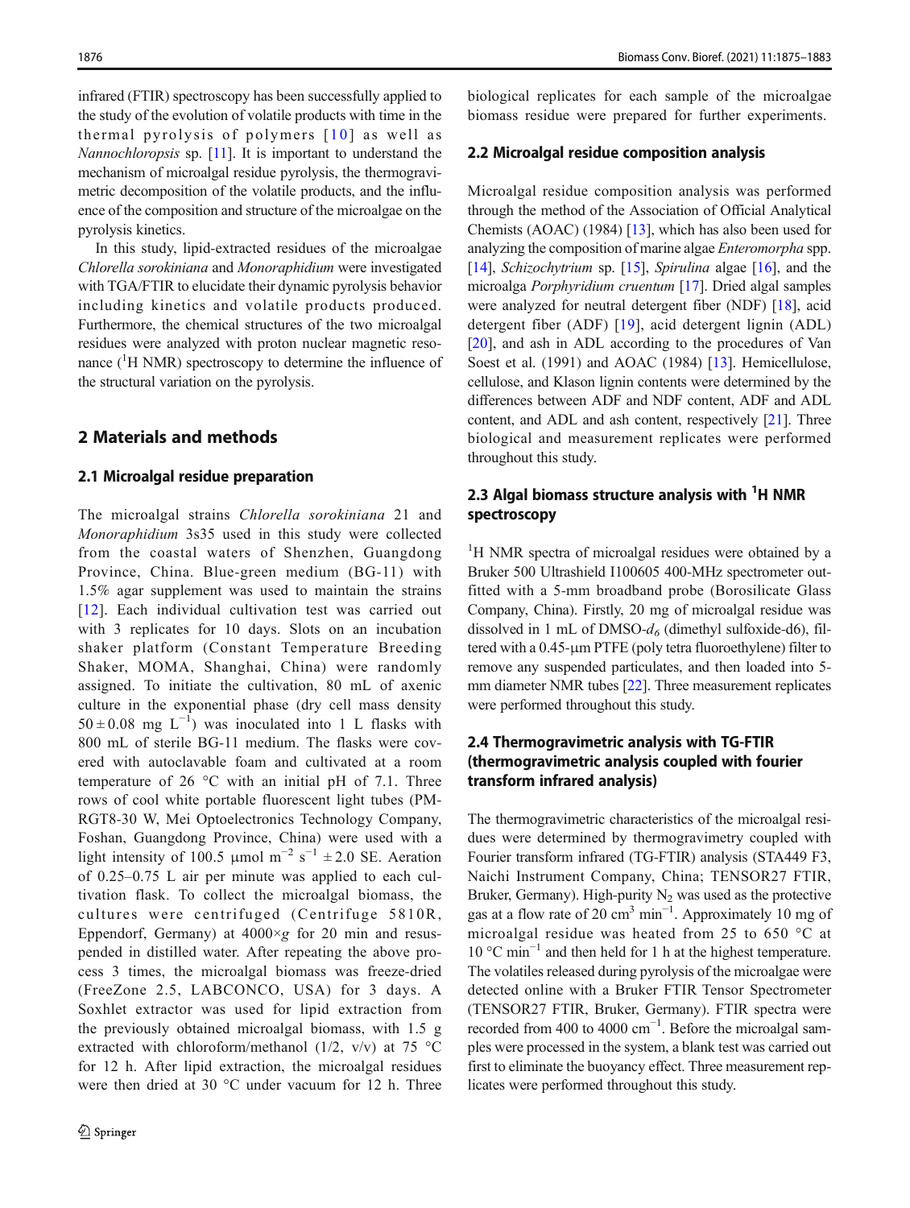infrared (FTIR) spectroscopy has been successfully applied to the study of the evolution of volatile products with time in the thermal pyrolysis of polymers [10] as well as *Nannochloropsis* sp. [11]. It is important to understand the mechanism of microalgal residue pyrolysis, the thermogravimetric decomposition of the volatile products, and the influence of the composition and structure of the microalgae on the pyrolysis kinetics.

In this study, lipid-extracted residues of the microalgae *Chlorella sorokiniana* and *Monoraphidium* were investigated with TGA/FTIR to elucidate their dynamic pyrolysis behavior including kinetics and volatile products produced. Furthermore, the chemical structures of the two microalgal residues were analyzed with proton nuclear magnetic resonance ($^1$H NMR) spectroscopy to determine the influence of the structural variation on the pyrolysis.

## 2 Materials and methods

### 2.1 Microalgal residue preparation

The microalgal strains *Chlorella sorokiniana* 21 and *Monoraphidium* 3s35 used in this study were collected from the coastal waters of Shenzhen, Guangdong Province, China. Blue-green medium (BG-11) with 1.5% agar supplement was used to maintain the strains [12]. Each individual cultivation test was carried out with 3 replicates for 10 days. Slots on an incubation shaker platform (Constant Temperature Breeding Shaker, MOMA, Shanghai, China) were randomly assigned. To initiate the cultivation, 80 mL of axenic culture in the exponential phase (dry cell mass density $50 \pm 0.08$ mg $L^{-1}$) was inoculated into 1 L flasks with 800 mL of sterile BG-11 medium. The flasks were covered with autoclavable foam and cultivated at a room temperature of 26 °C with an initial pH of 7.1. Three rows of cool white portable fluorescent light tubes (PM-RGT8-30 W, Mei Optoelectronics Technology Company, Foshan, Guangdong Province, China) were used with a light intensity of 100.5 μmol $m^{-2}$ $s^{-1}$ $\pm 2.0$ SE. Aeration of 0.25–0.75 L air per minute was applied to each cultivation flask. To collect the microalgal biomass, the cultures were centrifuged (Centrifuge 5810R, Eppendorf, Germany) at 4000×*g* for 20 min and resuspended in distilled water. After repeating the above process 3 times, the microalgal biomass was freeze-dried (FreeZone 2.5, LABCONCO, USA) for 3 days. A Soxhlet extractor was used for lipid extraction from the previously obtained microalgal biomass, with 1.5 g extracted with chloroform/methanol (1/2, v/v) at 75 °C for 12 h. After lipid extraction, the microalgal residues were then dried at 30 °C under vacuum for 12 h. Three biological replicates for each sample of the microalgae biomass residue were prepared for further experiments.

### 2.2 Microalgal residue composition analysis

Microalgal residue composition analysis was performed through the method of the Association of Official Analytical Chemists (AOAC) (1984) [13], which has also been used for analyzing the composition of marine algae *Enteromorpha* spp. [14], *Schizochytrium* sp. [15], *Spirulina* algae [16], and the microalga *Porphyridium cruentum* [17]. Dried algal samples were analyzed for neutral detergent fiber (NDF) [18], acid detergent fiber (ADF) [19], acid detergent lignin (ADL) [20], and ash in ADL according to the procedures of Van Soest et al. (1991) and AOAC (1984) [13]. Hemicellulose, cellulose, and Klason lignin contents were determined by the differences between ADF and NDF content, ADF and ADL content, and ADL and ash content, respectively [21]. Three biological and measurement replicates were performed throughout this study.

### 2.3 Algal biomass structure analysis with $^1$H NMR spectroscopy

$^1$H NMR spectra of microalgal residues were obtained by a Bruker 500 Ultrashield I100605 400-MHz spectrometer outfitted with a 5-mm broadband probe (Borosilicate Glass Company, China). Firstly, 20 mg of microalgal residue was dissolved in 1 mL of DMSO-$d_6$ (dimethyl sulfoxide-d6), filtered with a 0.45-μm PTFE (poly tetra fluoroethylene) filter to remove any suspended particulates, and then loaded into 5-mm diameter NMR tubes [22]. Three measurement replicates were performed throughout this study.

### 2.4 Thermogravimetric analysis with TG-FTIR (thermogravimetric analysis coupled with fourier transform infrared analysis)

The thermogravimetric characteristics of the microalgal residues were determined by thermogravimetry coupled with Fourier transform infrared (TG-FTIR) analysis (STA449 F3, Naichi Instrument Company, China; TENSOR27 FTIR, Bruker, Germany). High-purity $N_2$ was used as the protective gas at a flow rate of 20 $cm^3$ $min^{-1}$. Approximately 10 mg of microalgal residue was heated from 25 to 650 °C at 10 °C $min^{-1}$ and then held for 1 h at the highest temperature. The volatiles released during pyrolysis of the microalgae were detected online with a Bruker FTIR Tensor Spectrometer (TENSOR27 FTIR, Bruker, Germany). FTIR spectra were recorded from 400 to 4000 $cm^{-1}$. Before the microalgal samples were processed in the system, a blank test was carried out first to eliminate the buoyancy effect. Three measurement replicates were performed throughout this study.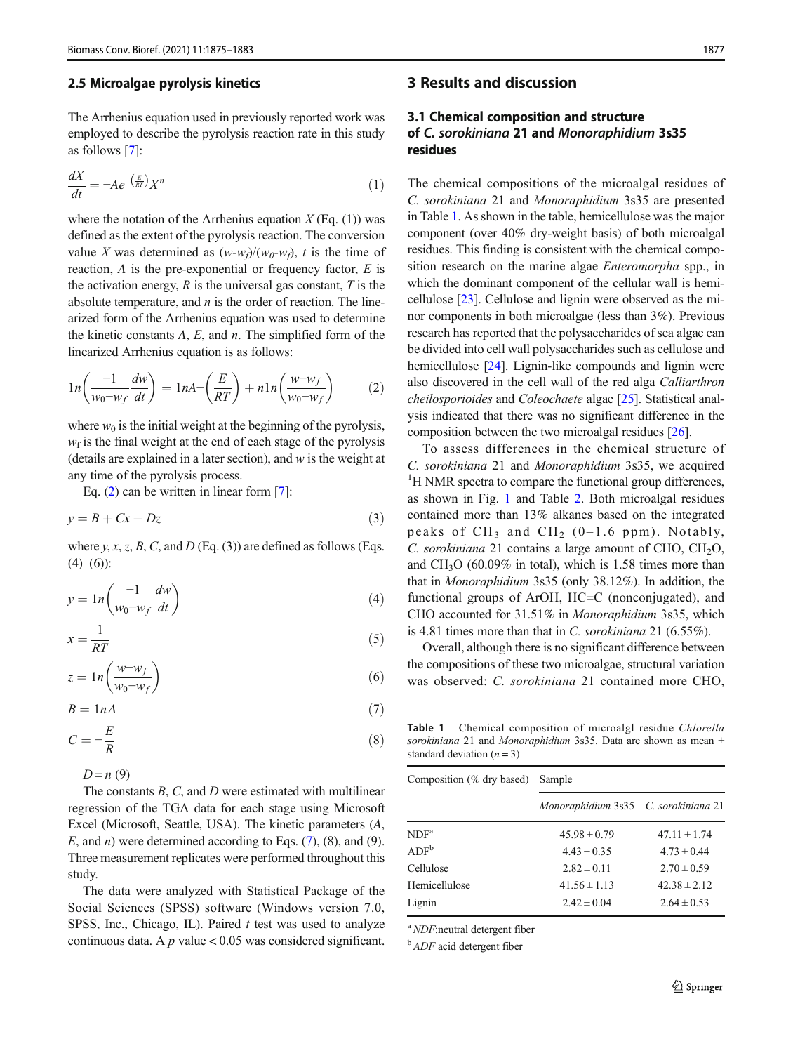### 2.5 Microalgae pyrolysis kinetics

The Arrhenius equation used in previously reported work was employed to describe the pyrolysis reaction rate in this study as follows [7]:

$$\frac{dX}{dt} = -Ae^{-\left(\frac{E}{RT}\right)}X^n \tag{1}$$

where the notation of the Arrhenius equation $X$ (Eq. (1)) was defined as the extent of the pyrolysis reaction. The conversion value $X$ was determined as $(w\text{-}w_f)/(w_0\text{-}w_f)$, $t$ is the time of reaction, $A$ is the pre-exponential or frequency factor, $E$ is the activation energy, $R$ is the universal gas constant, $T$ is the absolute temperature, and $n$ is the order of reaction. The linearized form of the Arrhenius equation was used to determine the kinetic constants $A$, $E$, and $n$. The simplified form of the linearized Arrhenius equation is as follows:

$$1n\left(\frac{-1}{w_0-w_f}\frac{dw}{dt}\right) = 1nA-\left(\frac{E}{RT}\right) + n1n\left(\frac{w-w_f}{w_0-w_f}\right) \tag{2}$$

where $w_0$ is the initial weight at the beginning of the pyrolysis, $w_f$ is the final weight at the end of each stage of the pyrolysis (details are explained in a later section), and $w$ is the weight at any time of the pyrolysis process.

Eq. (2) can be written in linear form [7]:

$$y = B + Cx + Dz \tag{3}$$

where $y$, $x$, $z$, $B$, $C$, and $D$ (Eq. (3)) are defined as follows (Eqs. (4)–(6)):

$$y = 1n\left(\frac{-1}{w_0-w_f}\frac{dw}{dt}\right) \tag{4}$$

$$x = \frac{1}{RT} \tag{5}$$

$$z = 1n\left(\frac{w-w_f}{w_0-w_f}\right) \tag{6}$$

$$B = 1nA \tag{7}$$

$$C = -\frac{E}{R} \tag{8}$$

$$D = n \tag{9}$$

The constants $B$, $C$, and $D$ were estimated with multilinear regression of the TGA data for each stage using Microsoft Excel (Microsoft, Seattle, USA). The kinetic parameters ($A$, $E$, and $n$) were determined according to Eqs. (7), (8), and (9). Three measurement replicates were performed throughout this study.

The data were analyzed with Statistical Package of the Social Sciences (SPSS) software (Windows version 7.0, SPSS, Inc., Chicago, IL). Paired $t$ test was used to analyze continuous data. A $p$ value $< 0.05$ was considered significant.

## 3 Results and discussion

### 3.1 Chemical composition and structure of *C. sorokiniana* 21 and *Monoraphidium* 3s35 residues

The chemical compositions of the microalgal residues of *C. sorokiniana* 21 and *Monoraphidium* 3s35 are presented in Table 1. As shown in the table, hemicellulose was the major component (over 40% dry-weight basis) of both microalgal residues. This finding is consistent with the chemical composition research on the marine algae *Enteromorpha* spp., in which the dominant component of the cellular wall is hemicellulose [23]. Cellulose and lignin were observed as the minor components in both microalgae (less than 3%). Previous research has reported that the polysaccharides of sea algae can be divided into cell wall polysaccharides such as cellulose and hemicellulose [24]. Lignin-like compounds and lignin were also discovered in the cell wall of the red alga *Calliarthron cheilosporioides* and *Coleochaete* algae [25]. Statistical analysis indicated that there was no significant difference in the composition between the two microalgal residues [26].

To assess differences in the chemical structure of *C. sorokiniana* 21 and *Monoraphidium* 3s35, we acquired $^1$H NMR spectra to compare the functional group differences, as shown in Fig. 1 and Table 2. Both microalgal residues contained more than 13% alkanes based on the integrated peaks of $CH_3$ and $CH_2$ (0–1.6 ppm). Notably, *C. sorokiniana* 21 contains a large amount of CHO, $CH_2O$, and $CH_3O$ (60.09% in total), which is 1.58 times more than that in *Monoraphidium* 3s35 (only 38.12%). In addition, the functional groups of ArOH, HC=C (nonconjugated), and CHO accounted for 31.51% in *Monoraphidium* 3s35, which is 4.81 times more than that in *C. sorokiniana* 21 (6.55%).

Overall, although there is no significant difference between the compositions of these two microalgae, structural variation was observed: *C. sorokiniana* 21 contained more CHO,

**Table 1** Chemical composition of microalgl residue *Chlorella sorokiniana* 21 and *Monoraphidium* 3s35. Data are shown as mean ± standard deviation ($n = 3$)

| Composition (% dry based) | Sample | |
|---|---|---|
| | *Monoraphidium* 3s35 | *C. sorokiniana* 21 |
| NDF[a] | 45.98 ± 0.79 | 47.11 ± 1.74 |
| ADF[b] | 4.43 ± 0.35 | 4.73 ± 0.44 |
| Cellulose | 2.82 ± 0.11 | 2.70 ± 0.59 |
| Hemicellulose | 41.56 ± 1.13 | 42.38 ± 2.12 |
| Lignin | 2.42 ± 0.04 | 2.64 ± 0.53 |

[a] *NDF*:neutral detergent fiber

[b] *ADF* acid detergent fiber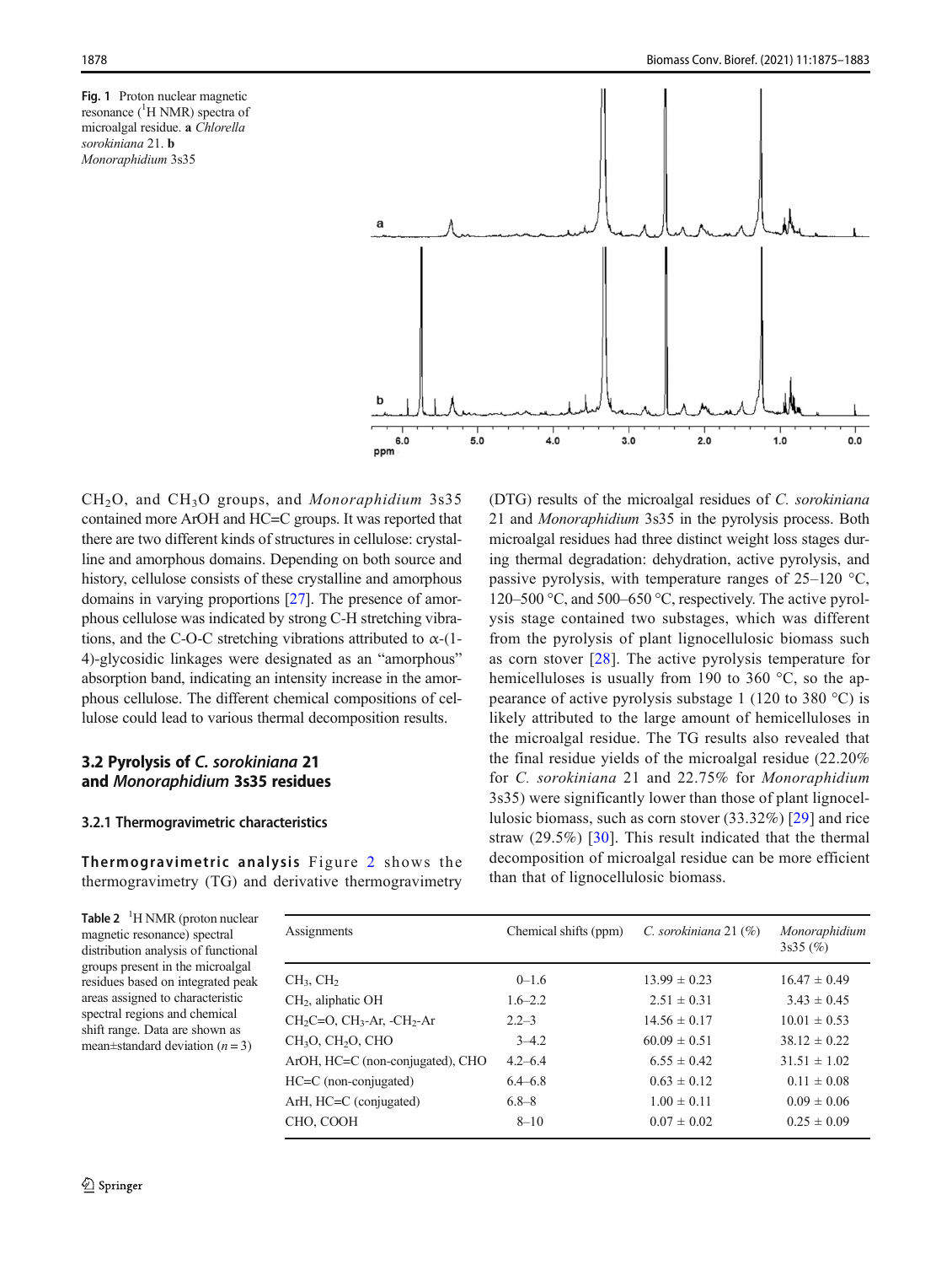**Fig. 1** Proton nuclear magnetic resonance ($^1$H NMR) spectra of microalgal residue. **a** *Chlorella sorokiniana* 21. **b** *Monoraphidium* 3s35

$CH_2O$, and $CH_3O$ groups, and *Monoraphidium* 3s35 contained more ArOH and HC=C groups. It was reported that there are two different kinds of structures in cellulose: crystalline and amorphous domains. Depending on both source and history, cellulose consists of these crystalline and amorphous domains in varying proportions [27]. The presence of amorphous cellulose was indicated by strong C-H stretching vibrations, and the C-O-C stretching vibrations attributed to α-(1-4)-glycosidic linkages were designated as an "amorphous" absorption band, indicating an intensity increase in the amorphous cellulose. The different chemical compositions of cellulose could lead to various thermal decomposition results.

## 3.2 Pyrolysis of *C. sorokiniana* 21 and *Monoraphidium* 3s35 residues

### 3.2.1 Thermogravimetric characteristics

**Thermogravimetric analysis** Figure 2 shows the thermogravimetry (TG) and derivative thermogravimetry (DTG) results of the microalgal residues of *C. sorokiniana* 21 and *Monoraphidium* 3s35 in the pyrolysis process. Both microalgal residues had three distinct weight loss stages during thermal degradation: dehydration, active pyrolysis, and passive pyrolysis, with temperature ranges of 25–120 °C, 120–500 °C, and 500–650 °C, respectively. The active pyrolysis stage contained two substages, which was different from the pyrolysis of plant lignocellulosic biomass such as corn stover [28]. The active pyrolysis temperature for hemicelluloses is usually from 190 to 360 °C, so the appearance of active pyrolysis substage 1 (120 to 380 °C) is likely attributed to the large amount of hemicelluloses in the microalgal residue. The TG results also revealed that the final residue yields of the microalgal residue (22.20% for *C. sorokiniana* 21 and 22.75% for *Monoraphidium* 3s35) were significantly lower than those of plant lignocellulosic biomass, such as corn stover (33.32%) [29] and rice straw (29.5%) [30]. This result indicated that the thermal decomposition of microalgal residue can be more efficient than that of lignocellulosic biomass.

**Table 2** $^1$H NMR (proton nuclear magnetic resonance) spectral distribution analysis of functional groups present in the microalgal residues based on integrated peak areas assigned to characteristic spectral regions and chemical shift range. Data are shown as mean±standard deviation ($n = 3$)

| Assignments | Chemical shifts (ppm) | *C. sorokiniana* 21 (%) | *Monoraphidium* 3s35 (%) |
|---|---|---|---|
| $CH_3$, $CH_2$ | 0–1.6 | 13.99 ± 0.23 | 16.47 ± 0.49 |
| $CH_2$, aliphatic OH | 1.6–2.2 | 2.51 ± 0.31 | 3.43 ± 0.45 |
| $CH_2C=O$, $CH_3$-Ar, -$CH_2$-Ar | 2.2–3 | 14.56 ± 0.17 | 10.01 ± 0.53 |
| $CH_3O$, $CH_2O$, CHO | 3–4.2 | 60.09 ± 0.51 | 38.12 ± 0.22 |
| ArOH, HC=C (non-conjugated), CHO | 4.2–6.4 | 6.55 ± 0.42 | 31.51 ± 1.02 |
| HC=C (non-conjugated) | 6.4–6.8 | 0.63 ± 0.12 | 0.11 ± 0.08 |
| ArH, HC=C (conjugated) | 6.8–8 | 1.00 ± 0.11 | 0.09 ± 0.06 |
| CHO, COOH | 8–10 | 0.07 ± 0.02 | 0.25 ± 0.09 |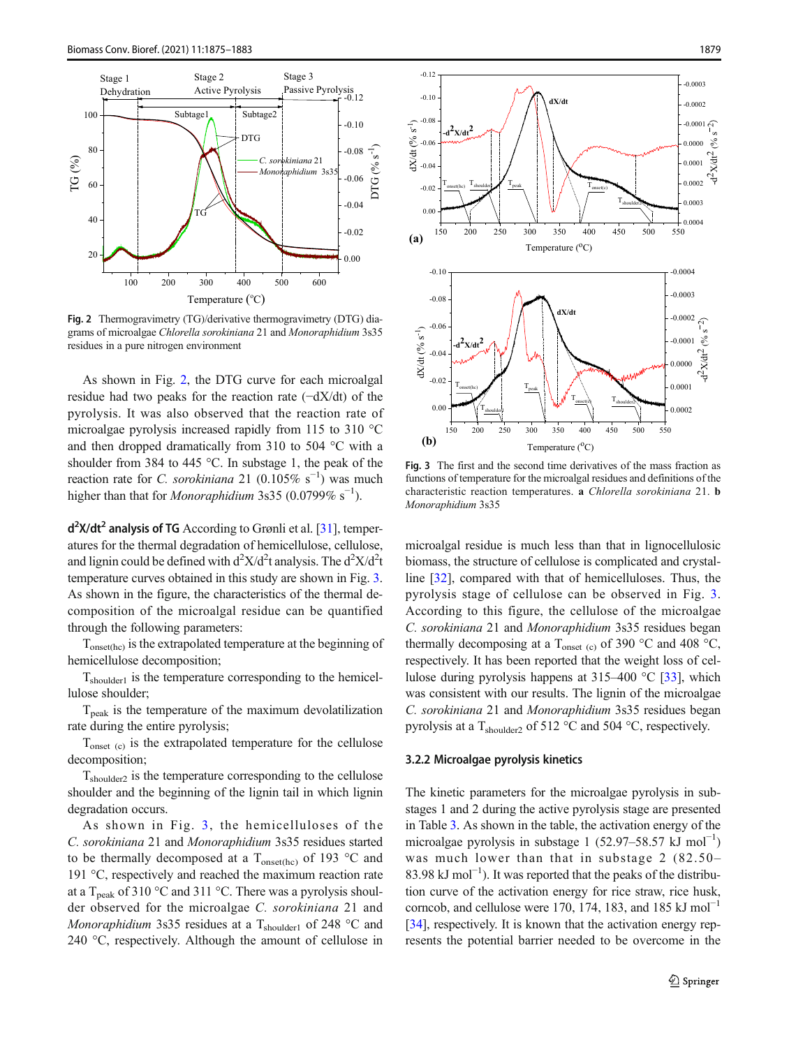Fig. 2 Thermogravimetry (TG)/derivative thermogravimetry (DTG) diagrams of microalgae *Chlorella sorokiniana* 21 and *Monoraphidium* 3s35 residues in a pure nitrogen environment

As shown in Fig. 2, the DTG curve for each microalgal residue had two peaks for the reaction rate (−dX/dt) of the pyrolysis. It was also observed that the reaction rate of microalgae pyrolysis increased rapidly from 115 to 310 °C and then dropped dramatically from 310 to 504 °C with a shoulder from 384 to 445 °C. In substage 1, the peak of the reaction rate for *C. sorokiniana* 21 (0.105% $s^{-1}$) was much higher than that for *Monoraphidium* 3s35 (0.0799% $s^{-1}$).

**$d^2X/dt^2$ analysis of TG** According to Grønli et al. [31], temperatures for the thermal degradation of hemicellulose, cellulose, and lignin could be defined with $d^2X/d^2t$ analysis. The $d^2X/d^2t$ temperature curves obtained in this study are shown in Fig. 3. As shown in the figure, the characteristics of the thermal decomposition of the microalgal residue can be quantified through the following parameters:

$T_{onset(hc)}$ is the extrapolated temperature at the beginning of hemicellulose decomposition;

$T_{shoulder1}$ is the temperature corresponding to the hemicellulose shoulder;

$T_{peak}$ is the temperature of the maximum devolatilization rate during the entire pyrolysis;

$T_{onset\ (c)}$ is the extrapolated temperature for the cellulose decomposition;

$T_{shoulder2}$ is the temperature corresponding to the cellulose shoulder and the beginning of the lignin tail in which lignin degradation occurs.

As shown in Fig. 3, the hemicelluloses of the *C. sorokiniana* 21 and *Monoraphidium* 3s35 residues started to be thermally decomposed at a $T_{onset(hc)}$ of 193 °C and 191 °C, respectively and reached the maximum reaction rate at a $T_{peak}$ of 310 °C and 311 °C. There was a pyrolysis shoulder observed for the microalgae *C. sorokiniana* 21 and *Monoraphidium* 3s35 residues at a $T_{shoulder1}$ of 248 °C and 240 °C, respectively. Although the amount of cellulose in microalgal residue is much less than that in lignocellulosic biomass, the structure of cellulose is complicated and crystalline [32], compared with that of hemicelluloses. Thus, the pyrolysis stage of cellulose can be observed in Fig. 3. According to this figure, the cellulose of the microalgae *C. sorokiniana* 21 and *Monoraphidium* 3s35 residues began thermally decomposing at a $T_{onset\ (c)}$ of 390 °C and 408 °C, respectively. It has been reported that the weight loss of cellulose during pyrolysis happens at 315–400 °C [33], which was consistent with our results. The lignin of the microalgae *C. sorokiniana* 21 and *Monoraphidium* 3s35 residues began pyrolysis at a $T_{shoulder2}$ of 512 °C and 504 °C, respectively.

Fig. 3 The first and the second time derivatives of the mass fraction as functions of temperature for the microalgal residues and definitions of the characteristic reaction temperatures. **a** *Chlorella sorokiniana* 21. **b** *Monoraphidium* 3s35

### 3.2.2 Microalgae pyrolysis kinetics

The kinetic parameters for the microalgae pyrolysis in substages 1 and 2 during the active pyrolysis stage are presented in Table 3. As shown in the table, the activation energy of the microalgae pyrolysis in substage 1 (52.97–58.57 kJ $mol^{-1}$) was much lower than that in substage 2 (82.50–83.98 kJ $mol^{-1}$). It was reported that the peaks of the distribution curve of the activation energy for rice straw, rice husk, corncob, and cellulose were 170, 174, 183, and 185 kJ $mol^{-1}$ [34], respectively. It is known that the activation energy represents the potential barrier needed to be overcome in the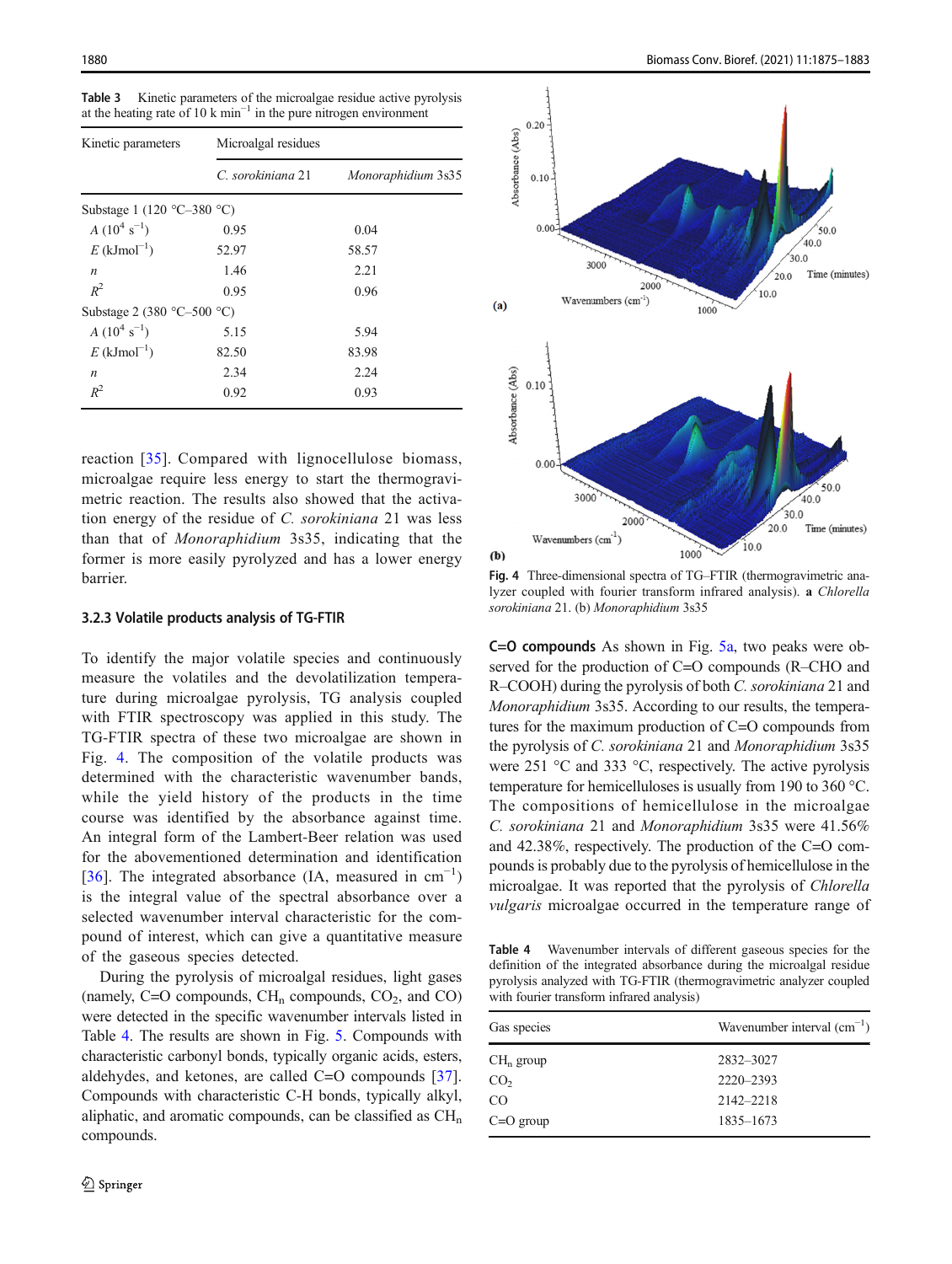**Table 3** Kinetic parameters of the microalgae residue active pyrolysis at the heating rate of 10 k $min^{-1}$ in the pure nitrogen environment

| Kinetic parameters | Microalgal residues | |
|---|---|---|
| | *C. sorokiniana* 21 | *Monoraphidium* 3s35 |
| Substage 1 (120 °C–380 °C) | | |
| $A$ ($10^4$ $s^{-1}$) | 0.95 | 0.04 |
| $E$ (kJmol$^{-1}$) | 52.97 | 58.57 |
| $n$ | 1.46 | 2.21 |
| $R^2$ | 0.95 | 0.96 |
| Substage 2 (380 °C–500 °C) | | |
| $A$ ($10^4$ $s^{-1}$) | 5.15 | 5.94 |
| $E$ (kJmol$^{-1}$) | 82.50 | 83.98 |
| $n$ | 2.34 | 2.24 |
| $R^2$ | 0.92 | 0.93 |

reaction [35]. Compared with lignocellulose biomass, microalgae require less energy to start the thermogravimetric reaction. The results also showed that the activation energy of the residue of *C. sorokiniana* 21 was less than that of *Monoraphidium* 3s35, indicating that the former is more easily pyrolyzed and has a lower energy barrier.

### 3.2.3 Volatile products analysis of TG-FTIR

To identify the major volatile species and continuously measure the volatiles and the devolatilization temperature during microalgae pyrolysis, TG analysis coupled with FTIR spectroscopy was applied in this study. The TG-FTIR spectra of these two microalgae are shown in Fig. 4. The composition of the volatile products was determined with the characteristic wavenumber bands, while the yield history of the products in the time course was identified by the absorbance against time. An integral form of the Lambert-Beer relation was used for the abovementioned determination and identification [36]. The integrated absorbance (IA, measured in $cm^{-1}$) is the integral value of the spectral absorbance over a selected wavenumber interval characteristic for the compound of interest, which can give a quantitative measure of the gaseous species detected.

During the pyrolysis of microalgal residues, light gases (namely, C=O compounds, $CH_n$ compounds, $CO_2$, and CO) were detected in the specific wavenumber intervals listed in Table 4. The results are shown in Fig. 5. Compounds with characteristic carbonyl bonds, typically organic acids, esters, aldehydes, and ketones, are called C=O compounds [37]. Compounds with characteristic C-H bonds, typically alkyl, aliphatic, and aromatic compounds, can be classified as $CH_n$ compounds.

**Fig. 4** Three-dimensional spectra of TG–FTIR (thermogravimetric analyzer coupled with fourier transform infrared analysis). **a** *Chlorella sorokiniana* 21. (b) *Monoraphidium* 3s35

**C=O compounds** As shown in Fig. 5a, two peaks were observed for the production of C=O compounds (R–CHO and R–COOH) during the pyrolysis of both *C. sorokiniana* 21 and *Monoraphidium* 3s35. According to our results, the temperatures for the maximum production of C=O compounds from the pyrolysis of *C. sorokiniana* 21 and *Monoraphidium* 3s35 were 251 °C and 333 °C, respectively. The active pyrolysis temperature for hemicelluloses is usually from 190 to 360 °C. The compositions of hemicellulose in the microalgae *C. sorokiniana* 21 and *Monoraphidium* 3s35 were 41.56% and 42.38%, respectively. The production of the C=O compounds is probably due to the pyrolysis of hemicellulose in the microalgae. It was reported that the pyrolysis of *Chlorella vulgaris* microalgae occurred in the temperature range of

**Table 4** Wavenumber intervals of different gaseous species for the definition of the integrated absorbance during the microalgal residue pyrolysis analyzed with TG-FTIR (thermogravimetric analyzer coupled with fourier transform infrared analysis)

| Gas species | Wavenumber interval ($cm^{-1}$) |
|---|---|
| $CH_n$ group | 2832–3027 |
| $CO_2$ | 2220–2393 |
| CO | 2142–2218 |
| C=O group | 1835–1673 |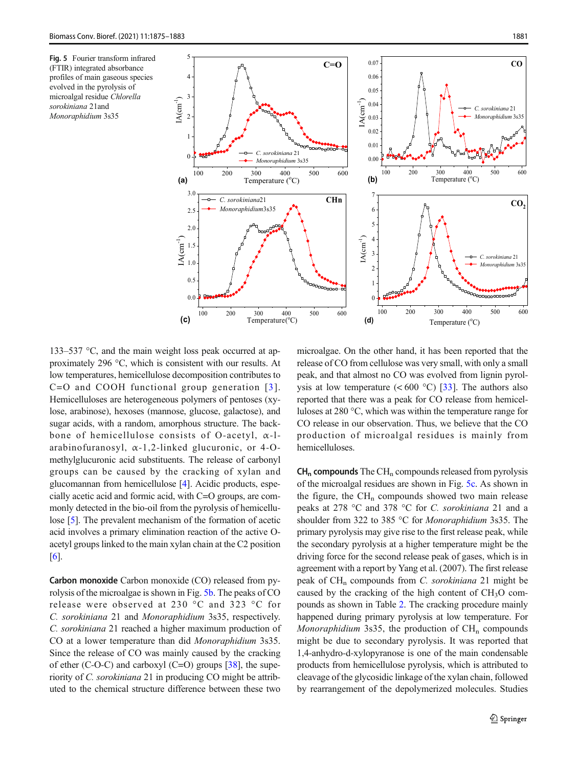Fig. 5 Fourier transform infrared (FTIR) integrated absorbance profiles of main gaseous species evolved in the pyrolysis of microalgal residue *Chlorella sorokiniana* 21and *Monoraphidium* 3s35

133–537 °C, and the main weight loss peak occurred at approximately 296 °C, which is consistent with our results. At low temperatures, hemicellulose decomposition contributes to C=O and COOH functional group generation [3]. Hemicelluloses are heterogeneous polymers of pentoses (xylose, arabinose), hexoses (mannose, glucose, galactose), and sugar acids, with a random, amorphous structure. The backbone of hemicellulose consists of O-acetyl, α-l-arabinofuranosyl, α-1,2-linked glucuronic, or 4-O-methylglucuronic acid substituents. The release of carbonyl groups can be caused by the cracking of xylan and glucomannan from hemicellulose [4]. Acidic products, especially acetic acid and formic acid, with C=O groups, are commonly detected in the bio-oil from the pyrolysis of hemicellulose [5]. The prevalent mechanism of the formation of acetic acid involves a primary elimination reaction of the active O-acetyl groups linked to the main xylan chain at the C2 position [6].

**Carbon monoxide** Carbon monoxide (CO) released from pyrolysis of the microalgae is shown in Fig. 5b. The peaks of CO release were observed at 230 °C and 323 °C for *C. sorokiniana* 21 and *Monoraphidium* 3s35, respectively. *C. sorokiniana* 21 reached a higher maximum production of CO at a lower temperature than did *Monoraphidium* 3s35. Since the release of CO was mainly caused by the cracking of ether (C-O-C) and carboxyl (C=O) groups [38], the superiority of *C. sorokiniana* 21 in producing CO might be attributed to the chemical structure difference between these two microalgae. On the other hand, it has been reported that the release of CO from cellulose was very small, with only a small peak, and that almost no CO was evolved from lignin pyrolysis at low temperature (< 600 °C) [33]. The authors also reported that there was a peak for CO release from hemicelluloses at 280 °C, which was within the temperature range for CO release in our observation. Thus, we believe that the CO production of microalgal residues is mainly from hemicelluloses.

**$CH_n$ compounds** The $CH_n$ compounds released from pyrolysis of the microalgal residues are shown in Fig. 5c. As shown in the figure, the $CH_n$ compounds showed two main release peaks at 278 °C and 378 °C for *C. sorokiniana* 21 and a shoulder from 322 to 385 °C for *Monoraphidium* 3s35. The primary pyrolysis may give rise to the first release peak, while the secondary pyrolysis at a higher temperature might be the driving force for the second release peak of gases, which is in agreement with a report by Yang et al. (2007). The first release peak of $CH_n$ compounds from *C. sorokiniana* 21 might be caused by the cracking of the high content of $CH_3O$ compounds as shown in Table 2. The cracking procedure mainly happened during primary pyrolysis at low temperature. For *Monoraphidium* 3s35, the production of $CH_n$ compounds might be due to secondary pyrolysis. It was reported that 1,4-anhydro-d-xylopyranose is one of the main condensable products from hemicellulose pyrolysis, which is attributed to cleavage of the glycosidic linkage of the xylan chain, followed by rearrangement of the depolymerized molecules. Studies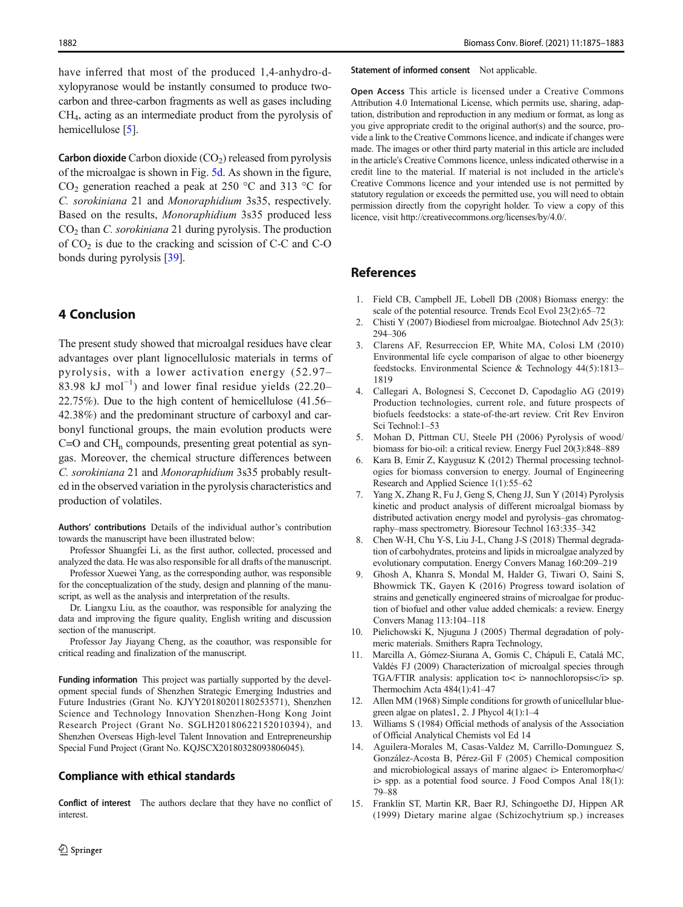have inferred that most of the produced 1,4-anhydro-d-xylopyranose would be instantly consumed to produce two-carbon and three-carbon fragments as well as gases including $CH_4$, acting as an intermediate product from the pyrolysis of hemicellulose [5].

**Carbon dioxide** Carbon dioxide ($CO_2$) released from pyrolysis of the microalgae is shown in Fig. 5d. As shown in the figure, $CO_2$ generation reached a peak at 250 °C and 313 °C for *C. sorokiniana* 21 and *Monoraphidium* 3s35, respectively. Based on the results, *Monoraphidium* 3s35 produced less $CO_2$ than *C. sorokiniana* 21 during pyrolysis. The production of $CO_2$ is due to the cracking and scission of C-C and C-O bonds during pyrolysis [39].

## 4 Conclusion

The present study showed that microalgal residues have clear advantages over plant lignocellulosic materials in terms of pyrolysis, with a lower activation energy (52.97–83.98 kJ $mol^{-1}$) and lower final residue yields (22.20–22.75%). Due to the high content of hemicellulose (41.56–42.38%) and the predominant structure of carboxyl and carbonyl functional groups, the main evolution products were C=O and $CH_n$ compounds, presenting great potential as syngas. Moreover, the chemical structure differences between *C. sorokiniana* 21 and *Monoraphidium* 3s35 probably resulted in the observed variation in the pyrolysis characteristics and production of volatiles.

**Authors' contributions** Details of the individual author's contribution towards the manuscript have been illustrated below:

Professor Shuangfei Li, as the first author, collected, processed and analyzed the data. He was also responsible for all drafts of the manuscript.

Professor Xuewei Yang, as the corresponding author, was responsible for the conceptualization of the study, design and planning of the manuscript, as well as the analysis and interpretation of the results.

Dr. Liangxu Liu, as the coauthor, was responsible for analyzing the data and improving the figure quality, English writing and discussion section of the manuscript.

Professor Jay Jiayang Cheng, as the coauthor, was responsible for critical reading and finalization of the manuscript.

**Funding information** This project was partially supported by the development special funds of Shenzhen Strategic Emerging Industries and Future Industries (Grant No. KJYY20180201180253571), Shenzhen Science and Technology Innovation Shenzhen-Hong Kong Joint Research Project (Grant No. SGLH20180622152010394), and Shenzhen Overseas High-level Talent Innovation and Entrepreneurship Special Fund Project (Grant No. KQJSCX20180328093806045).

### Compliance with ethical standards

**Conflict of interest** The authors declare that they have no conflict of interest.

**Statement of informed consent** Not applicable.

**Open Access** This article is licensed under a Creative Commons Attribution 4.0 International License, which permits use, sharing, adaptation, distribution and reproduction in any medium or format, as long as you give appropriate credit to the original author(s) and the source, provide a link to the Creative Commons licence, and indicate if changes were made. The images or other third party material in this article are included in the article's Creative Commons licence, unless indicated otherwise in a credit line to the material. If material is not included in the article's Creative Commons licence and your intended use is not permitted by statutory regulation or exceeds the permitted use, you will need to obtain permission directly from the copyright holder. To view a copy of this licence, visit http://creativecommons.org/licenses/by/4.0/.

## References

1. Field CB, Campbell JE, Lobell DB (2008) Biomass energy: the scale of the potential resource. Trends Ecol Evol 23(2):65–72
2. Chisti Y (2007) Biodiesel from microalgae. Biotechnol Adv 25(3):294–306
3. Clarens AF, Resurreccion EP, White MA, Colosi LM (2010) Environmental life cycle comparison of algae to other bioenergy feedstocks. Environmental Science & Technology 44(5):1813–1819
4. Callegari A, Bolognesi S, Cecconet D, Capodaglio AG (2019) Production technologies, current role, and future prospects of biofuels feedstocks: a state-of-the-art review. Crit Rev Environ Sci Technol:1–53
5. Mohan D, Pittman CU, Steele PH (2006) Pyrolysis of wood/biomass for bio-oil: a critical review. Energy Fuel 20(3):848–889
6. Kara B, Emir Z, Kaygusuz K (2012) Thermal processing technologies for biomass conversion to energy. Journal of Engineering Research and Applied Science 1(1):55–62
7. Yang X, Zhang R, Fu J, Geng S, Cheng JJ, Sun Y (2014) Pyrolysis kinetic and product analysis of different microalgal biomass by distributed activation energy model and pyrolysis–gas chromatography–mass spectrometry. Bioresour Technol 163:335–342
8. Chen W-H, Chu Y-S, Liu J-L, Chang J-S (2018) Thermal degradation of carbohydrates, proteins and lipids in microalgae analyzed by evolutionary computation. Energy Convers Manag 160:209–219
9. Ghosh A, Khanra S, Mondal M, Halder G, Tiwari O, Saini S, Bhowmick TK, Gayen K (2016) Progress toward isolation of strains and genetically engineered strains of microalgae for production of biofuel and other value added chemicals: a review. Energy Convers Manag 113:104–118
10. Pielichowski K, Njuguna J (2005) Thermal degradation of polymeric materials. Smithers Rapra Technology,
11. Marcilla A, Gómez-Siurana A, Gomis C, Chápuli E, Catalá MC, Valdés FJ (2009) Characterization of microalgal species through TGA/FTIR analysis: application to< i> nannochloropsis</i> sp. Thermochim Acta 484(1):41–47
12. Allen MM (1968) Simple conditions for growth of unicellular blue-green algae on plates1, 2. J Phycol 4(1):1–4
13. Williams S (1984) Official methods of analysis of the Association of Official Analytical Chemists vol Ed 14
14. Aguilera-Morales M, Casas-Valdez M, Carrillo-Domınguez S, González-Acosta B, Pérez-Gil F (2005) Chemical composition and microbiological assays of marine algae< i> Enteromorpha</i> spp. as a potential food source. J Food Compos Anal 18(1):79–88
15. Franklin ST, Martin KR, Baer RJ, Schingoethe DJ, Hippen AR (1999) Dietary marine algae (Schizochytrium sp.) increases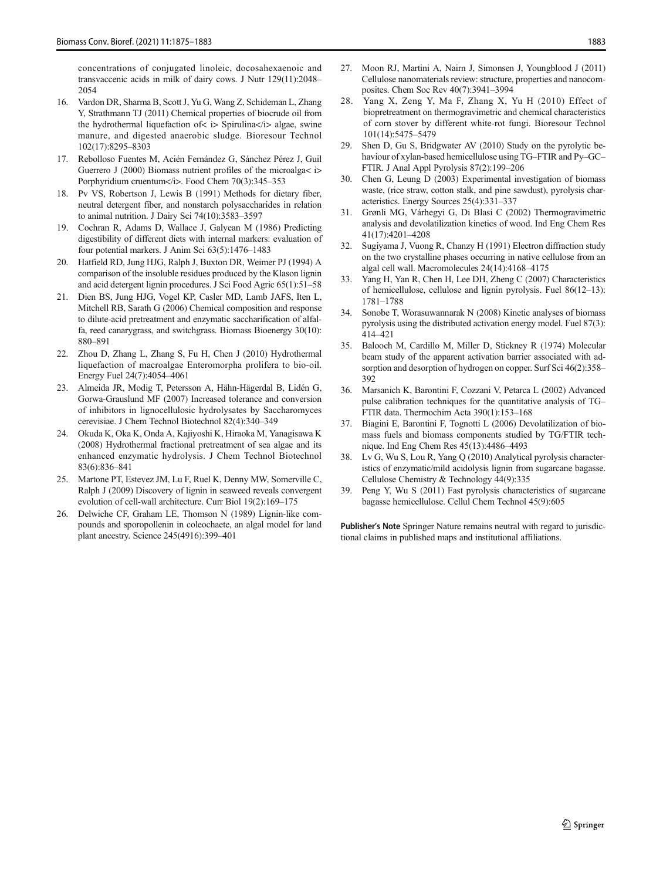concentrations of conjugated linoleic, docosahexaenoic and transvaccenic acids in milk of dairy cows. J Nutr 129(11):2048–2054

16. Vardon DR, Sharma B, Scott J, Yu G, Wang Z, Schideman L, Zhang Y, Strathmann TJ (2011) Chemical properties of biocrude oil from the hydrothermal liquefaction of< i> Spirulina</i> algae, swine manure, and digested anaerobic sludge. Bioresour Technol 102(17):8295–8303
17. Rebolloso Fuentes M, Acién Fernández G, Sánchez Pérez J, Guil Guerrero J (2000) Biomass nutrient profiles of the microalga< i> Porphyridium cruentum</i>. Food Chem 70(3):345–353
18. Pv VS, Robertson J, Lewis B (1991) Methods for dietary fiber, neutral detergent fiber, and nonstarch polysaccharides in relation to animal nutrition. J Dairy Sci 74(10):3583–3597
19. Cochran R, Adams D, Wallace J, Galyean M (1986) Predicting digestibility of different diets with internal markers: evaluation of four potential markers. J Anim Sci 63(5):1476–1483
20. Hatfield RD, Jung HJG, Ralph J, Buxton DR, Weimer PJ (1994) A comparison of the insoluble residues produced by the Klason lignin and acid detergent lignin procedures. J Sci Food Agric 65(1):51–58
21. Dien BS, Jung HJG, Vogel KP, Casler MD, Lamb JAFS, Iten L, Mitchell RB, Sarath G (2006) Chemical composition and response to dilute-acid pretreatment and enzymatic saccharification of alfalfa, reed canarygrass, and switchgrass. Biomass Bioenergy 30(10): 880–891
22. Zhou D, Zhang L, Zhang S, Fu H, Chen J (2010) Hydrothermal liquefaction of macroalgae Enteromorpha prolifera to bio-oil. Energy Fuel 24(7):4054–4061
23. Almeida JR, Modig T, Petersson A, Hähn-Hägerdal B, Lidén G, Gorwa-Grauslund MF (2007) Increased tolerance and conversion of inhibitors in lignocellulosic hydrolysates by Saccharomyces cerevisiae. J Chem Technol Biotechnol 82(4):340–349
24. Okuda K, Oka K, Onda A, Kajiyoshi K, Hiraoka M, Yanagisawa K (2008) Hydrothermal fractional pretreatment of sea algae and its enhanced enzymatic hydrolysis. J Chem Technol Biotechnol 83(6):836–841
25. Martone PT, Estevez JM, Lu F, Ruel K, Denny MW, Somerville C, Ralph J (2009) Discovery of lignin in seaweed reveals convergent evolution of cell-wall architecture. Curr Biol 19(2):169–175
26. Delwiche CF, Graham LE, Thomson N (1989) Lignin-like compounds and sporopollenin in coleochaete, an algal model for land plant ancestry. Science 245(4916):399–401
27. Moon RJ, Martini A, Nairn J, Simonsen J, Youngblood J (2011) Cellulose nanomaterials review: structure, properties and nanocomposites. Chem Soc Rev 40(7):3941–3994
28. Yang X, Zeng Y, Ma F, Zhang X, Yu H (2010) Effect of biopretreatment on thermogravimetric and chemical characteristics of corn stover by different white-rot fungi. Bioresour Technol 101(14):5475–5479
29. Shen D, Gu S, Bridgwater AV (2010) Study on the pyrolytic behaviour of xylan-based hemicellulose using TG–FTIR and Py–GC–FTIR. J Anal Appl Pyrolysis 87(2):199–206
30. Chen G, Leung D (2003) Experimental investigation of biomass waste, (rice straw, cotton stalk, and pine sawdust), pyrolysis characteristics. Energy Sources 25(4):331–337
31. Grønli MG, Várhegyi G, Di Blasi C (2002) Thermogravimetric analysis and devolatilization kinetics of wood. Ind Eng Chem Res 41(17):4201–4208
32. Sugiyama J, Vuong R, Chanzy H (1991) Electron diffraction study on the two crystalline phases occurring in native cellulose from an algal cell wall. Macromolecules 24(14):4168–4175
33. Yang H, Yan R, Chen H, Lee DH, Zheng C (2007) Characteristics of hemicellulose, cellulose and lignin pyrolysis. Fuel 86(12–13): 1781–1788
34. Sonobe T, Worasuwannarak N (2008) Kinetic analyses of biomass pyrolysis using the distributed activation energy model. Fuel 87(3): 414–421
35. Balooch M, Cardillo M, Miller D, Stickney R (1974) Molecular beam study of the apparent activation barrier associated with adsorption and desorption of hydrogen on copper. Surf Sci 46(2):358–392
36. Marsanich K, Barontini F, Cozzani V, Petarca L (2002) Advanced pulse calibration techniques for the quantitative analysis of TG–FTIR data. Thermochim Acta 390(1):153–168
37. Biagini E, Barontini F, Tognotti L (2006) Devolatilization of biomass fuels and biomass components studied by TG/FTIR technique. Ind Eng Chem Res 45(13):4486–4493
38. Lv G, Wu S, Lou R, Yang Q (2010) Analytical pyrolysis characteristics of enzymatic/mild acidolysis lignin from sugarcane bagasse. Cellulose Chemistry & Technology 44(9):335
39. Peng Y, Wu S (2011) Fast pyrolysis characteristics of sugarcane bagasse hemicellulose. Cellul Chem Technol 45(9):605

**Publisher's Note** Springer Nature remains neutral with regard to jurisdictional claims in published maps and institutional affiliations.